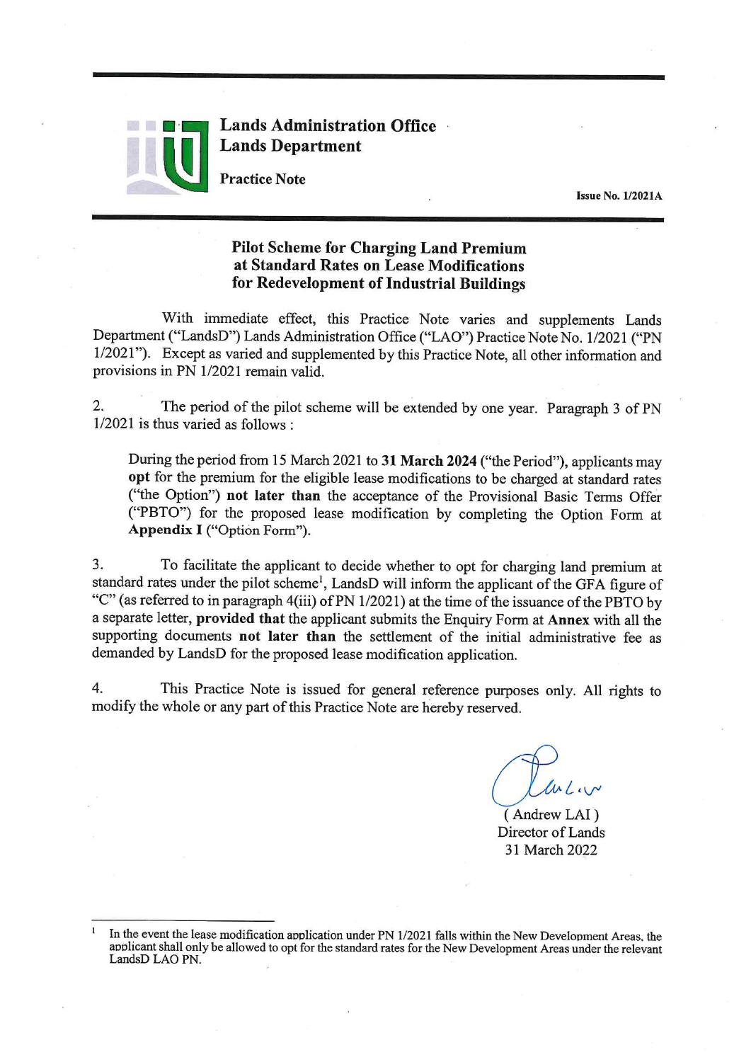**Lands Administration Office**
**Lands Department**

**Practice Note**

**Issue No. 1/2021A**

# Pilot Scheme for Charging Land Premium at Standard Rates on Lease Modifications for Redevelopment of Industrial Buildings

With immediate effect, this Practice Note varies and supplements Lands Department ("LandsD") Lands Administration Office ("LAO") Practice Note No. 1/2021 ("PN 1/2021"). Except as varied and supplemented by this Practice Note, all other information and provisions in PN 1/2021 remain valid.

2. The period of the pilot scheme will be extended by one year. Paragraph 3 of PN 1/2021 is thus varied as follows :

> During the period from 15 March 2021 to **31 March 2024** ("the Period"), applicants may **opt** for the premium for the eligible lease modifications to be charged at standard rates ("the Option") **not later than** the acceptance of the Provisional Basic Terms Offer ("PBTO") for the proposed lease modification by completing the Option Form at **Appendix I** ("Option Form").

3. To facilitate the applicant to decide whether to opt for charging land premium at standard rates under the pilot scheme[1], LandsD will inform the applicant of the GFA figure of "C" (as referred to in paragraph 4(iii) of PN 1/2021) at the time of the issuance of the PBTO by a separate letter, **provided that** the applicant submits the Enquiry Form at **Annex** with all the supporting documents **not later than** the settlement of the initial administrative fee as demanded by LandsD for the proposed lease modification application.

4. This Practice Note is issued for general reference purposes only. All rights to modify the whole or any part of this Practice Note are hereby reserved.

( Andrew LAI )
Director of Lands
31 March 2022

---

[1] In the event the lease modification application under PN 1/2021 falls within the New Development Areas, the applicant shall only be allowed to opt for the standard rates for the New Development Areas under the relevant LandsD LAO PN.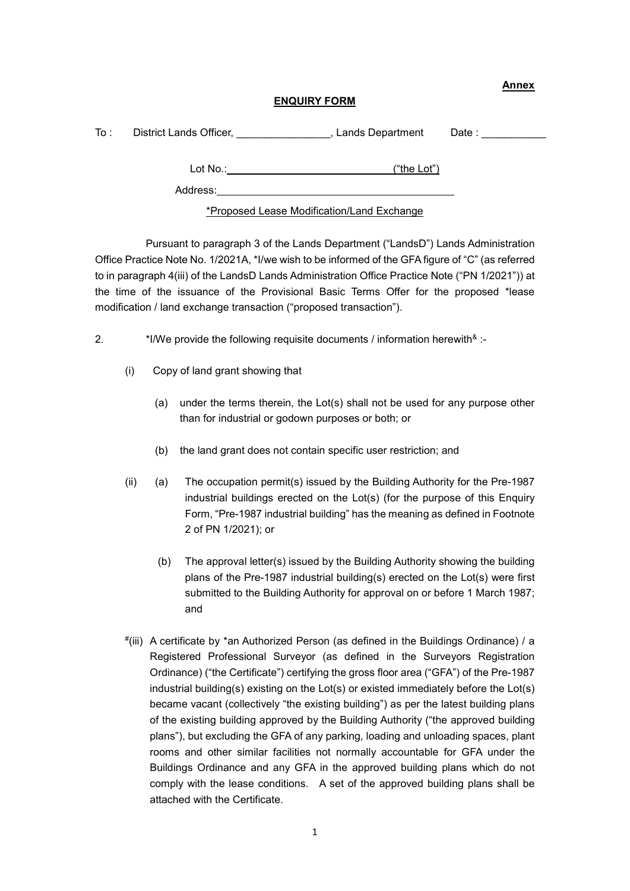**Annex**

**ENQUIRY FORM**

To : District Lands Officer, ________________, Lands Department Date : ___________

Lot No.: ____________________________ ("the Lot")

Address: ________________________________________

*Proposed Lease Modification/Land Exchange

Pursuant to paragraph 3 of the Lands Department ("LandsD") Lands Administration Office Practice Note No. 1/2021A, *I/we wish to be informed of the GFA figure of "C" (as referred to in paragraph 4(iii) of the LandsD Lands Administration Office Practice Note ("PN 1/2021")) at the time of the issuance of the Provisional Basic Terms Offer for the proposed *lease modification / land exchange transaction ("proposed transaction").

2. *I/We provide the following requisite documents / information herewith[&] :-

(i) Copy of land grant showing that

(a) under the terms therein, the Lot(s) shall not be used for any purpose other than for industrial or godown purposes or both; or

(b) the land grant does not contain specific user restriction; and

(ii) (a) The occupation permit(s) issued by the Building Authority for the Pre-1987 industrial buildings erected on the Lot(s) (for the purpose of this Enquiry Form, "Pre-1987 industrial building" has the meaning as defined in Footnote 2 of PN 1/2021); or

(b) The approval letter(s) issued by the Building Authority showing the building plans of the Pre-1987 industrial building(s) erected on the Lot(s) were first submitted to the Building Authority for approval on or before 1 March 1987; and

[#](iii) A certificate by *an Authorized Person (as defined in the Buildings Ordinance) / a Registered Professional Surveyor (as defined in the Surveyors Registration Ordinance) ("the Certificate") certifying the gross floor area ("GFA") of the Pre-1987 industrial building(s) existing on the Lot(s) or existed immediately before the Lot(s) became vacant (collectively "the existing building") as per the latest building plans of the existing building approved by the Building Authority ("the approved building plans"), but excluding the GFA of any parking, loading and unloading spaces, plant rooms and other similar facilities not normally accountable for GFA under the Buildings Ordinance and any GFA in the approved building plans which do not comply with the lease conditions. A set of the approved building plans shall be attached with the Certificate.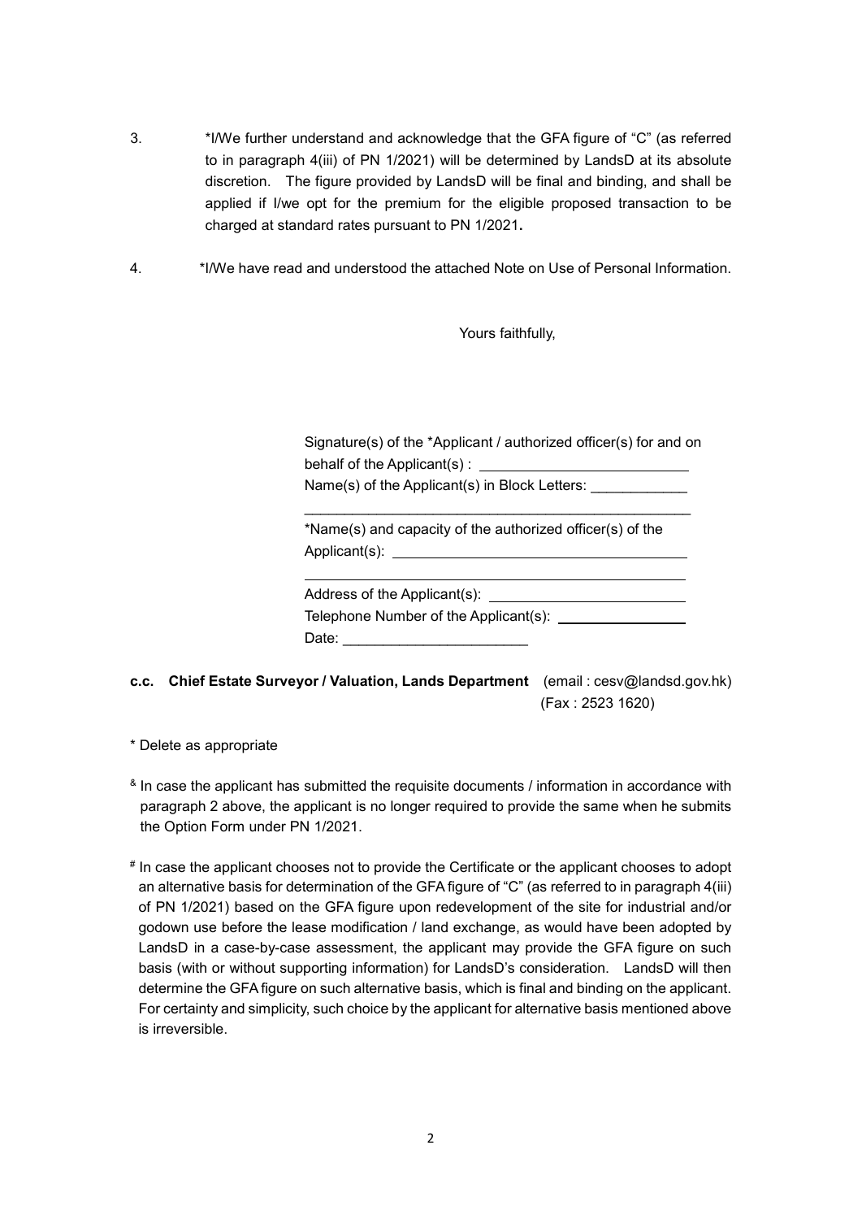3. *I/We further understand and acknowledge that the GFA figure of "C" (as referred to in paragraph 4(iii) of PN 1/2021) will be determined by LandsD at its absolute discretion. The figure provided by LandsD will be final and binding, and shall be applied if I/we opt for the premium for the eligible proposed transaction to be charged at standard rates pursuant to PN 1/2021**.**

4. *I/We have read and understood the attached Note on Use of Personal Information.

Yours faithfully,

Signature(s) of the *Applicant / authorized officer(s) for and on behalf of the Applicant(s) : ____________________

Name(s) of the Applicant(s) in Block Letters: ____________

____________________________________________

*Name(s) and capacity of the authorized officer(s) of the Applicant(s): ____________________

____________________________________________

Address of the Applicant(s): ____________________

Telephone Number of the Applicant(s): ____________

Date: ____________________

**c.c. Chief Estate Surveyor / Valuation, Lands Department** (email : cesv@landsd.gov.hk) (Fax : 2523 1620)

* Delete as appropriate

[&] In case the applicant has submitted the requisite documents / information in accordance with paragraph 2 above, the applicant is no longer required to provide the same when he submits the Option Form under PN 1/2021.

[#] In case the applicant chooses not to provide the Certificate or the applicant chooses to adopt an alternative basis for determination of the GFA figure of "C" (as referred to in paragraph 4(iii) of PN 1/2021) based on the GFA figure upon redevelopment of the site for industrial and/or godown use before the lease modification / land exchange, as would have been adopted by LandsD in a case-by-case assessment, the applicant may provide the GFA figure on such basis (with or without supporting information) for LandsD's consideration. LandsD will then determine the GFA figure on such alternative basis, which is final and binding on the applicant. For certainty and simplicity, such choice by the applicant for alternative basis mentioned above is irreversible.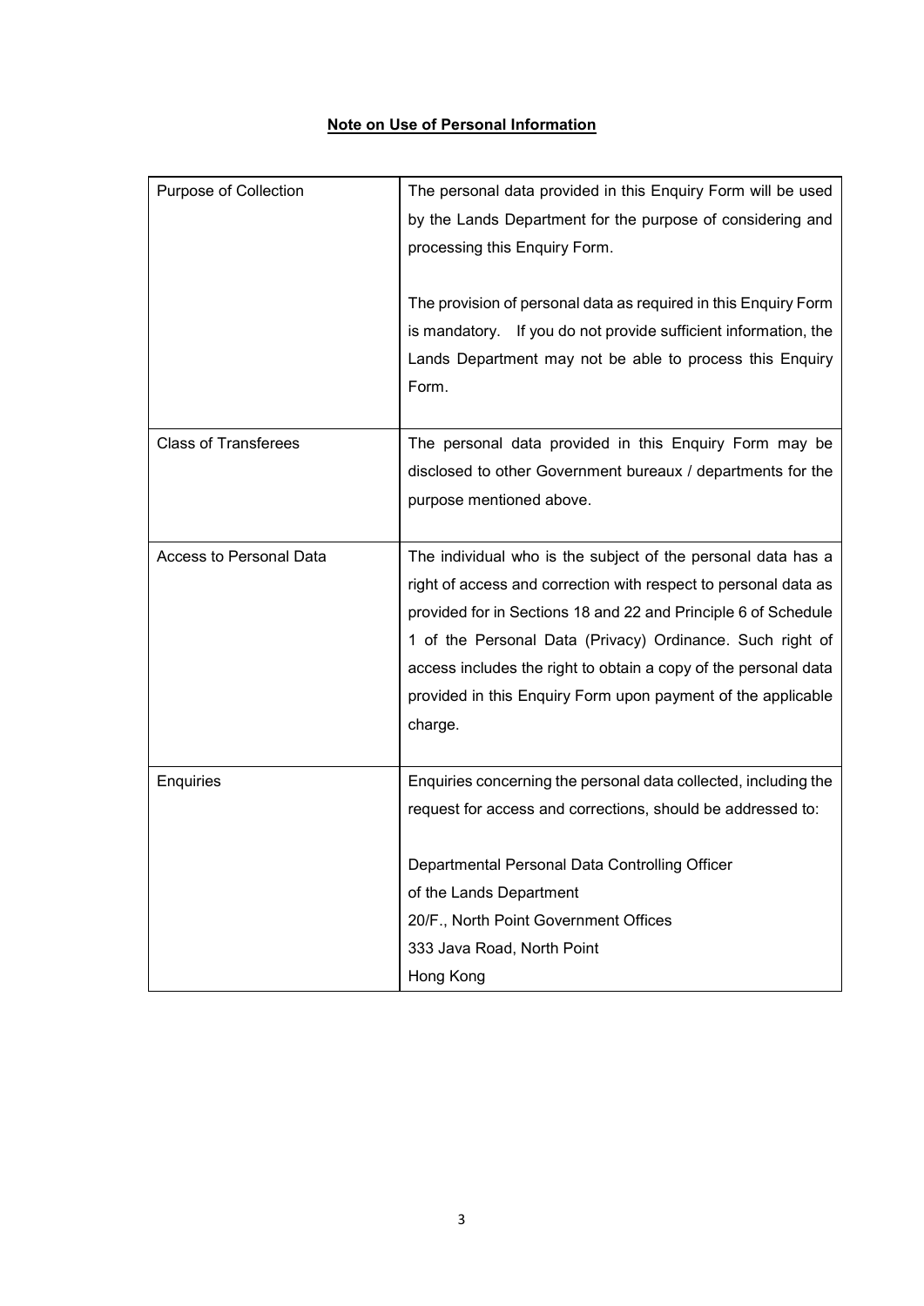**Note on Use of Personal Information**

| | |
|---|---|
| Purpose of Collection | The personal data provided in this Enquiry Form will be used by the Lands Department for the purpose of considering and processing this Enquiry Form.<br><br>The provision of personal data as required in this Enquiry Form is mandatory. If you do not provide sufficient information, the Lands Department may not be able to process this Enquiry Form. |
| Class of Transferees | The personal data provided in this Enquiry Form may be disclosed to other Government bureaux / departments for the purpose mentioned above. |
| Access to Personal Data | The individual who is the subject of the personal data has a right of access and correction with respect to personal data as provided for in Sections 18 and 22 and Principle 6 of Schedule 1 of the Personal Data (Privacy) Ordinance. Such right of access includes the right to obtain a copy of the personal data provided in this Enquiry Form upon payment of the applicable charge. |
| Enquiries | Enquiries concerning the personal data collected, including the request for access and corrections, should be addressed to:<br><br>Departmental Personal Data Controlling Officer<br>of the Lands Department<br>20/F., North Point Government Offices<br>333 Java Road, North Point<br>Hong Kong |